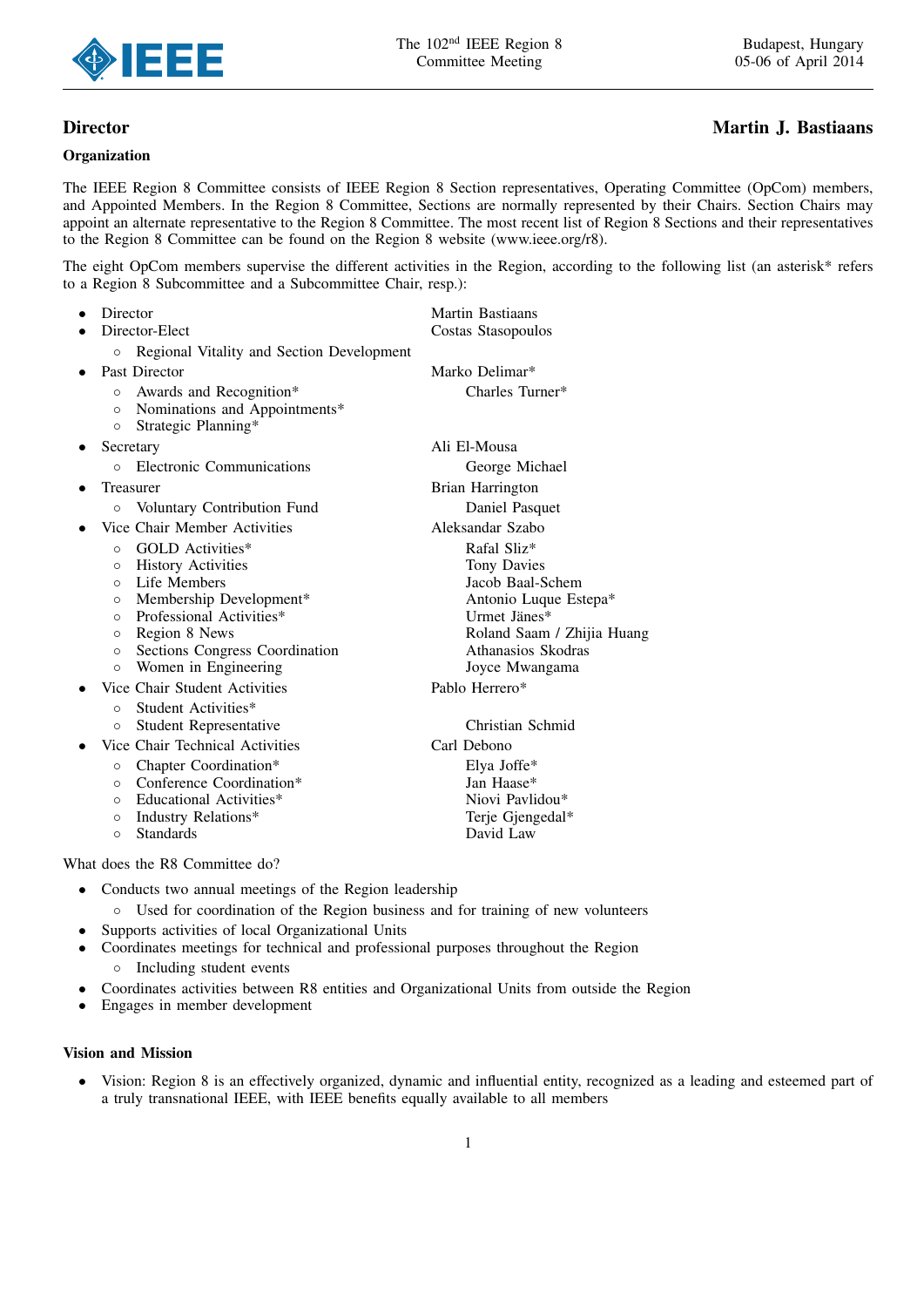## Director — Martin J. Bastiaans

### Organization

The IEEE Region 8 Committee consists of IEEE Region 8 Section representatives, Operating Committee (OpCom) members, and Appointed Members. In the Region 8 Committee, Sections are normally represented by their Chairs. Section Chairs may appoint an alternate representative to the Region 8 Committee. The most recent list of Region 8 Sections and their representatives to the Region 8 Committee can be found on the Region 8 website (www.ieee.org/r8).

The eight OpCom members supervise the different activities in the Region, according to the following list (an asterisk* refers to a Region 8 Subcommittee and a Subcommittee Chair, resp.):

- Director — Martin Bastiaans
- Director-Elect — Costas Stasopoulos
  - Regional Vitality and Section Development
- Past Director — Marko Delimar*
  - Awards and Recognition* — Charles Turner*
  - Nominations and Appointments*
  - Strategic Planning*
- Secretary — Ali El-Mousa
  - Electronic Communications — George Michael
- Treasurer — Brian Harrington
  - Voluntary Contribution Fund — Daniel Pasquet
- Vice Chair Member Activities — Aleksandar Szabo
  - GOLD Activities* — Rafal Sliz*
  - History Activities — Tony Davies
  - Life Members — Jacob Baal-Schem
  - Membership Development* — Antonio Luque Estepa*
  - Professional Activities* — Urmet Jänes*
  - Region 8 News — Roland Saam / Zhijia Huang
  - Sections Congress Coordination — Athanasios Skodras
  - Women in Engineering — Joyce Mwangama
- Vice Chair Student Activities — Pablo Herrero*
  - Student Activities*
  - Student Representative — Christian Schmid
- Vice Chair Technical Activities — Carl Debono
  - Chapter Coordination* — Elya Joffe*
  - Conference Coordination* — Jan Haase*
  - Educational Activities* — Niovi Pavlidou*
  - Industry Relations* — Terje Gjengedal*
  - Standards — David Law

What does the R8 Committee do?

- Conducts two annual meetings of the Region leadership
  - Used for coordination of the Region business and for training of new volunteers
- Supports activities of local Organizational Units
- Coordinates meetings for technical and professional purposes throughout the Region
  - Including student events
- Coordinates activities between R8 entities and Organizational Units from outside the Region
- Engages in member development

### Vision and Mission

- Vision: Region 8 is an effectively organized, dynamic and influential entity, recognized as a leading and esteemed part of a truly transnational IEEE, with IEEE benefits equally available to all members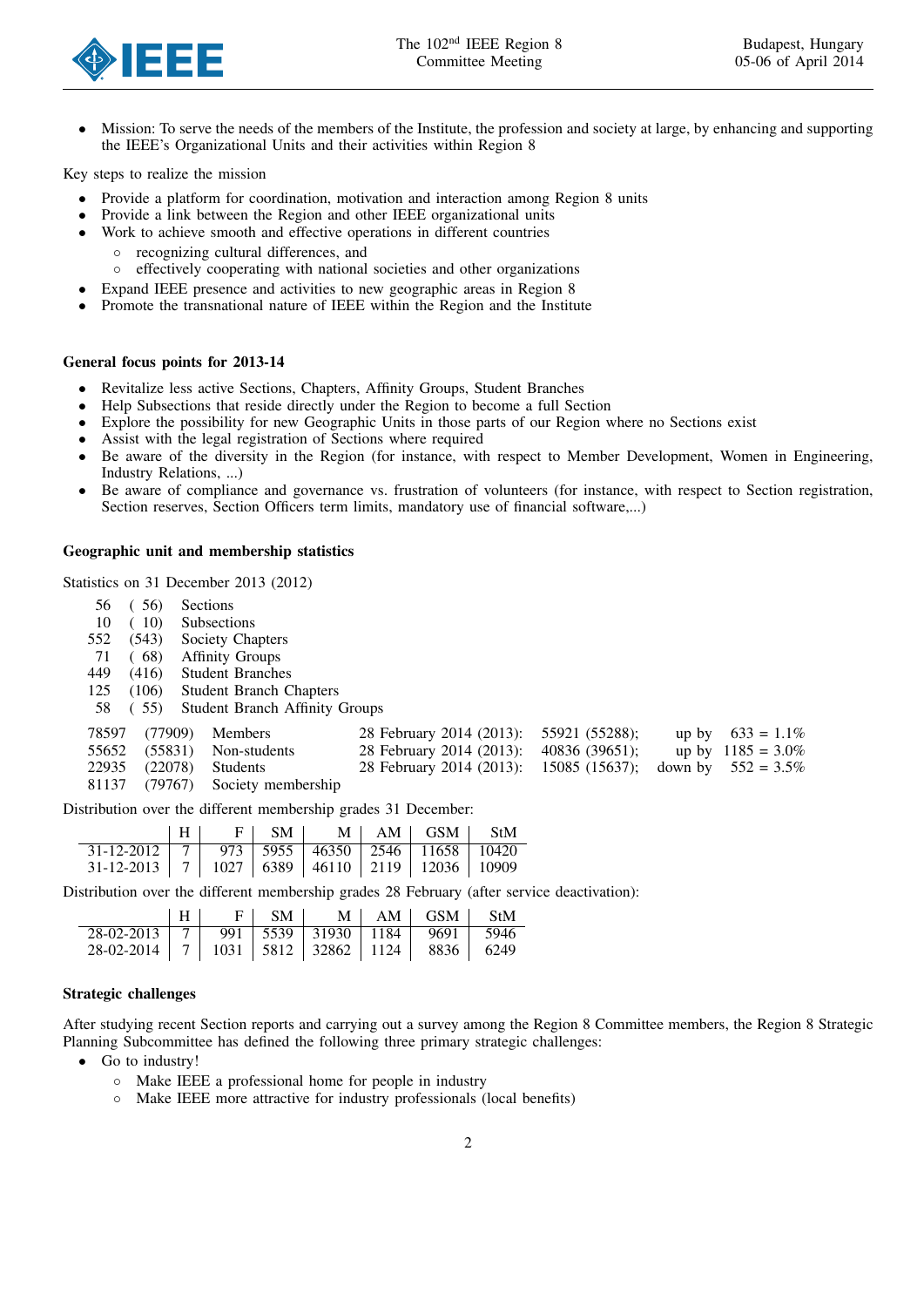- Mission: To serve the needs of the members of the Institute, the profession and society at large, by enhancing and supporting the IEEE's Organizational Units and their activities within Region 8

Key steps to realize the mission

- Provide a platform for coordination, motivation and interaction among Region 8 units
- Provide a link between the Region and other IEEE organizational units
- Work to achieve smooth and effective operations in different countries
  - recognizing cultural differences, and
  - effectively cooperating with national societies and other organizations
- Expand IEEE presence and activities to new geographic areas in Region 8
- Promote the transnational nature of IEEE within the Region and the Institute

**General focus points for 2013-14**

- Revitalize less active Sections, Chapters, Affinity Groups, Student Branches
- Help Subsections that reside directly under the Region to become a full Section
- Explore the possibility for new Geographic Units in those parts of our Region where no Sections exist
- Assist with the legal registration of Sections where required
- Be aware of the diversity in the Region (for instance, with respect to Member Development, Women in Engineering, Industry Relations, ...)
- Be aware of compliance and governance vs. frustration of volunteers (for instance, with respect to Section registration, Section reserves, Section Officers term limits, mandatory use of financial software,...)

**Geographic unit and membership statistics**

Statistics on 31 December 2013 (2012)

| | | |
|---|---|---|
| 56 | ( 56) | Sections |
| 10 | ( 10) | Subsections |
| 552 | (543) | Society Chapters |
| 71 | ( 68) | Affinity Groups |
| 449 | (416) | Student Branches |
| 125 | (106) | Student Branch Chapters |
| 58 | ( 55) | Student Branch Affinity Groups |

| | | | | | |
|---|---|---|---|---|---|
| 78597 | (77909) | Members | 28 February 2014 (2013): | 55921 (55288); | up by 633 = 1.1% |
| 55652 | (55831) | Non-students | 28 February 2014 (2013): | 40836 (39651); | up by 1185 = 3.0% |
| 22935 | (22078) | Students | 28 February 2014 (2013): | 15085 (15637); | down by 552 = 3.5% |
| 81137 | (79767) | Society membership | | | |

Distribution over the different membership grades 31 December:

| | H | F | SM | M | AM | GSM | StM |
|---|---|---|---|---|---|---|---|
| 31-12-2012 | 7 | 973 | 5955 | 46350 | 2546 | 11658 | 10420 |
| 31-12-2013 | 7 | 1027 | 6389 | 46110 | 2119 | 12036 | 10909 |

Distribution over the different membership grades 28 February (after service deactivation):

| | H | F | SM | M | AM | GSM | StM |
|---|---|---|---|---|---|---|---|
| 28-02-2013 | 7 | 991 | 5539 | 31930 | 1184 | 9691 | 5946 |
| 28-02-2014 | 7 | 1031 | 5812 | 32862 | 1124 | 8836 | 6249 |

**Strategic challenges**

After studying recent Section reports and carrying out a survey among the Region 8 Committee members, the Region 8 Strategic Planning Subcommittee has defined the following three primary strategic challenges:

- Go to industry!
  - Make IEEE a professional home for people in industry
  - Make IEEE more attractive for industry professionals (local benefits)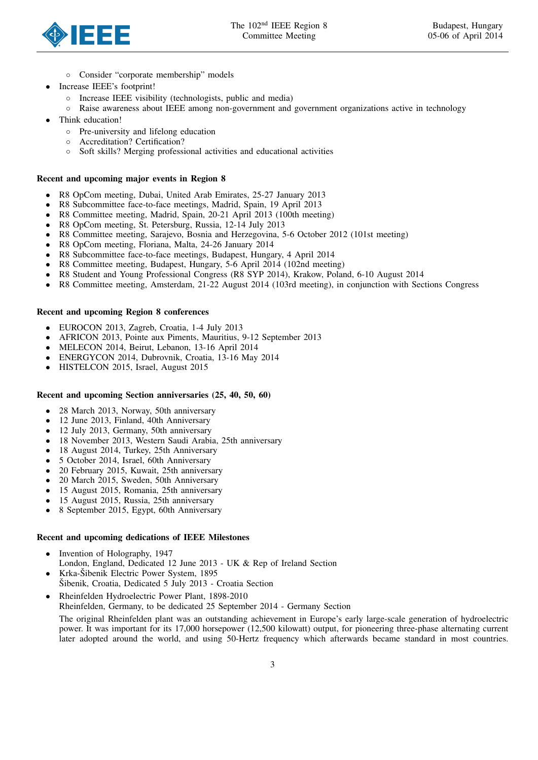- Consider "corporate membership" models
- Increase IEEE's footprint!
  - Increase IEEE visibility (technologists, public and media)
  - Raise awareness about IEEE among non-government and government organizations active in technology
- Think education!
  - Pre-university and lifelong education
  - Accreditation? Certification?
  - Soft skills? Merging professional activities and educational activities

**Recent and upcoming major events in Region 8**

- R8 OpCom meeting, Dubai, United Arab Emirates, 25-27 January 2013
- R8 Subcommittee face-to-face meetings, Madrid, Spain, 19 April 2013
- R8 Committee meeting, Madrid, Spain, 20-21 April 2013 (100th meeting)
- R8 OpCom meeting, St. Petersburg, Russia, 12-14 July 2013
- R8 Committee meeting, Sarajevo, Bosnia and Herzegovina, 5-6 October 2012 (101st meeting)
- R8 OpCom meeting, Floriana, Malta, 24-26 January 2014
- R8 Subcommittee face-to-face meetings, Budapest, Hungary, 4 April 2014
- R8 Committee meeting, Budapest, Hungary, 5-6 April 2014 (102nd meeting)
- R8 Student and Young Professional Congress (R8 SYP 2014), Krakow, Poland, 6-10 August 2014
- R8 Committee meeting, Amsterdam, 21-22 August 2014 (103rd meeting), in conjunction with Sections Congress

**Recent and upcoming Region 8 conferences**

- EUROCON 2013, Zagreb, Croatia, 1-4 July 2013
- AFRICON 2013, Pointe aux Piments, Mauritius, 9-12 September 2013
- MELECON 2014, Beirut, Lebanon, 13-16 April 2014
- ENERGYCON 2014, Dubrovnik, Croatia, 13-16 May 2014
- HISTELCON 2015, Israel, August 2015

**Recent and upcoming Section anniversaries (25, 40, 50, 60)**

- 28 March 2013, Norway, 50th anniversary
- 12 June 2013, Finland, 40th Anniversary
- 12 July 2013, Germany, 50th anniversary
- 18 November 2013, Western Saudi Arabia, 25th anniversary
- 18 August 2014, Turkey, 25th Anniversary
- 5 October 2014, Israel, 60th Anniversary
- 20 February 2015, Kuwait, 25th anniversary
- 20 March 2015, Sweden, 50th Anniversary
- 15 August 2015, Romania, 25th anniversary
- 15 August 2015, Russia, 25th anniversary
- 8 September 2015, Egypt, 60th Anniversary

**Recent and upcoming dedications of IEEE Milestones**

- Invention of Holography, 1947
  London, England, Dedicated 12 June 2013 - UK & Rep of Ireland Section
- Krka-Šibenik Electric Power System, 1895
  Šibenik, Croatia, Dedicated 5 July 2013 - Croatia Section
- Rheinfelden Hydroelectric Power Plant, 1898-2010
  Rheinfelden, Germany, to be dedicated 25 September 2014 - Germany Section

  The original Rheinfelden plant was an outstanding achievement in Europe's early large-scale generation of hydroelectric power. It was important for its 17,000 horsepower (12,500 kilowatt) output, for pioneering three-phase alternating current later adopted around the world, and using 50-Hertz frequency which afterwards became standard in most countries.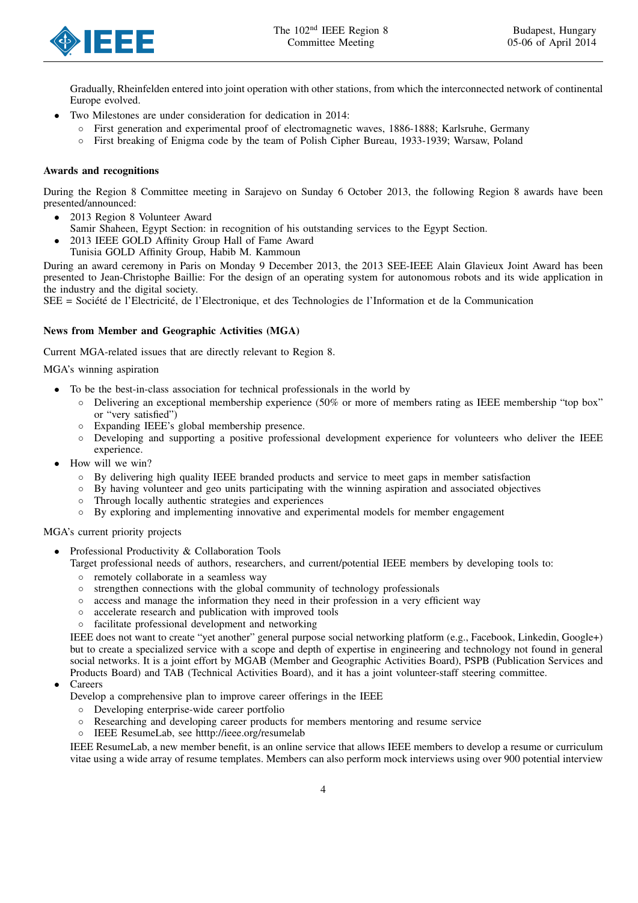Gradually, Rheinfelden entered into joint operation with other stations, from which the interconnected network of continental Europe evolved.

- Two Milestones are under consideration for dedication in 2014:
  - First generation and experimental proof of electromagnetic waves, 1886-1888; Karlsruhe, Germany
  - First breaking of Enigma code by the team of Polish Cipher Bureau, 1933-1939; Warsaw, Poland

**Awards and recognitions**

During the Region 8 Committee meeting in Sarajevo on Sunday 6 October 2013, the following Region 8 awards have been presented/announced:

- 2013 Region 8 Volunteer Award
  Samir Shaheen, Egypt Section: in recognition of his outstanding services to the Egypt Section.
- 2013 IEEE GOLD Affinity Group Hall of Fame Award
  Tunisia GOLD Affinity Group, Habib M. Kammoun

During an award ceremony in Paris on Monday 9 December 2013, the 2013 SEE-IEEE Alain Glavieux Joint Award has been presented to Jean-Christophe Baillie: For the design of an operating system for autonomous robots and its wide application in the industry and the digital society.
SEE = Société de l'Electricité, de l'Electronique, et des Technologies de l'Information et de la Communication

**News from Member and Geographic Activities (MGA)**

Current MGA-related issues that are directly relevant to Region 8.

MGA's winning aspiration

- To be the best-in-class association for technical professionals in the world by
  - Delivering an exceptional membership experience (50% or more of members rating as IEEE membership "top box" or "very satisfied")
  - Expanding IEEE's global membership presence.
  - Developing and supporting a positive professional development experience for volunteers who deliver the IEEE experience.
- How will we win?
  - By delivering high quality IEEE branded products and service to meet gaps in member satisfaction
  - By having volunteer and geo units participating with the winning aspiration and associated objectives
  - Through locally authentic strategies and experiences
  - By exploring and implementing innovative and experimental models for member engagement

MGA's current priority projects

- Professional Productivity & Collaboration Tools
  Target professional needs of authors, researchers, and current/potential IEEE members by developing tools to:
  - remotely collaborate in a seamless way
  - strengthen connections with the global community of technology professionals
  - access and manage the information they need in their profession in a very efficient way
  - accelerate research and publication with improved tools
  - facilitate professional development and networking

  IEEE does not want to create "yet another" general purpose social networking platform (e.g., Facebook, Linkedin, Google+) but to create a specialized service with a scope and depth of expertise in engineering and technology not found in general social networks. It is a joint effort by MGAB (Member and Geographic Activities Board), PSPB (Publication Services and Products Board) and TAB (Technical Activities Board), and it has a joint volunteer-staff steering committee.
- Careers
  Develop a comprehensive plan to improve career offerings in the IEEE
  - Developing enterprise-wide career portfolio
  - Researching and developing career products for members mentoring and resume service
  - IEEE ResumeLab, see htttp://ieee.org/resumelab

  IEEE ResumeLab, a new member benefit, is an online service that allows IEEE members to develop a resume or curriculum vitae using a wide array of resume templates. Members can also perform mock interviews using over 900 potential interview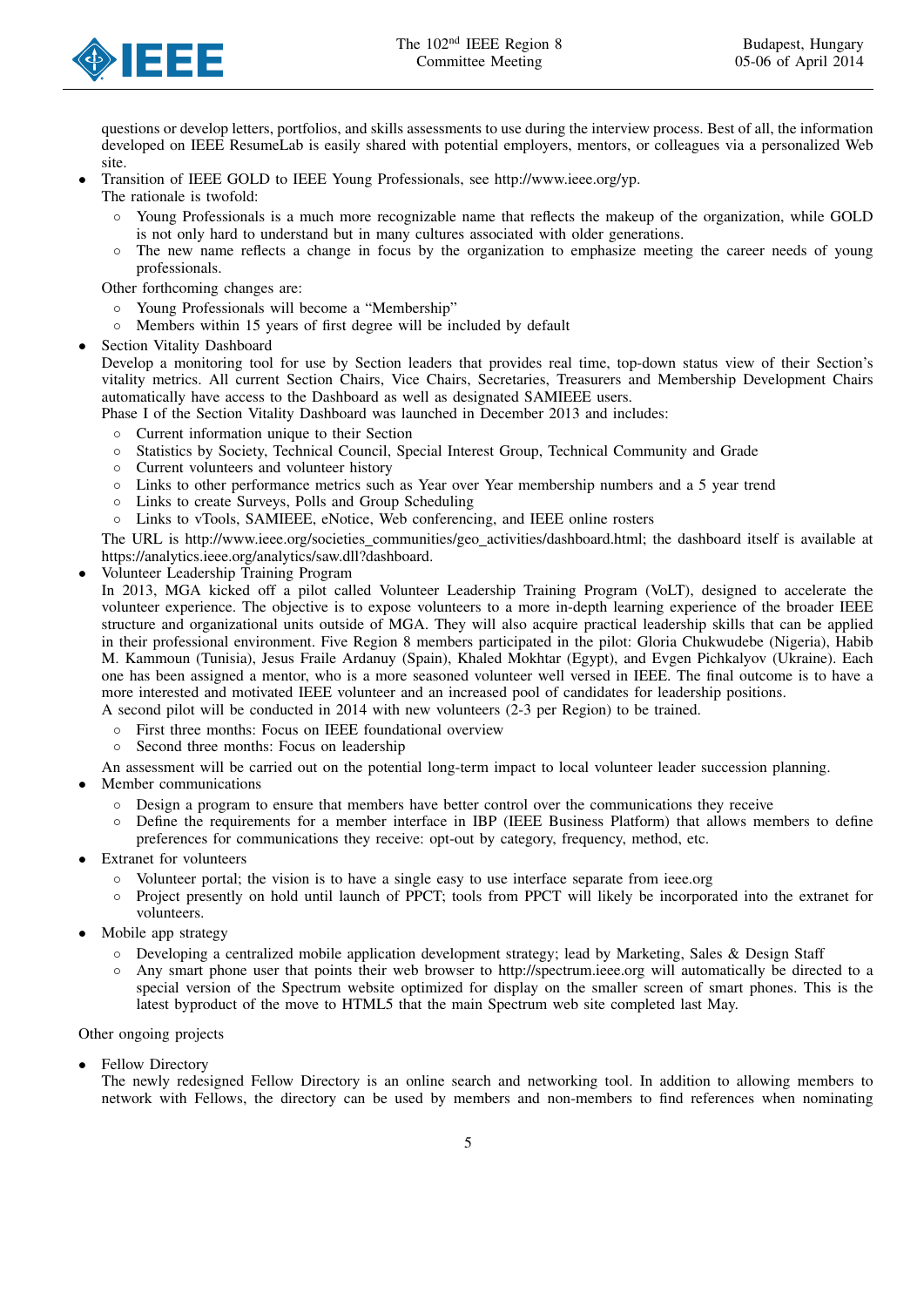questions or develop letters, portfolios, and skills assessments to use during the interview process. Best of all, the information developed on IEEE ResumeLab is easily shared with potential employers, mentors, or colleagues via a personalized Web site.

- Transition of IEEE GOLD to IEEE Young Professionals, see http://www.ieee.org/yp.
  The rationale is twofold:
  - Young Professionals is a much more recognizable name that reflects the makeup of the organization, while GOLD is not only hard to understand but in many cultures associated with older generations.
  - The new name reflects a change in focus by the organization to emphasize meeting the career needs of young professionals.

  Other forthcoming changes are:
  - Young Professionals will become a "Membership"
  - Members within 15 years of first degree will be included by default
- Section Vitality Dashboard
  Develop a monitoring tool for use by Section leaders that provides real time, top-down status view of their Section's vitality metrics. All current Section Chairs, Vice Chairs, Secretaries, Treasurers and Membership Development Chairs automatically have access to the Dashboard as well as designated SAMIEEE users.
  Phase I of the Section Vitality Dashboard was launched in December 2013 and includes:
  - Current information unique to their Section
  - Statistics by Society, Technical Council, Special Interest Group, Technical Community and Grade
  - Current volunteers and volunteer history
  - Links to other performance metrics such as Year over Year membership numbers and a 5 year trend
  - Links to create Surveys, Polls and Group Scheduling
  - Links to vTools, SAMIEEE, eNotice, Web conferencing, and IEEE online rosters

  The URL is http://www.ieee.org/societies_communities/geo_activities/dashboard.html; the dashboard itself is available at https://analytics.ieee.org/analytics/saw.dll?dashboard.
- Volunteer Leadership Training Program
  In 2013, MGA kicked off a pilot called Volunteer Leadership Training Program (VoLT), designed to accelerate the volunteer experience. The objective is to expose volunteers to a more in-depth learning experience of the broader IEEE structure and organizational units outside of MGA. They will also acquire practical leadership skills that can be applied in their professional environment. Five Region 8 members participated in the pilot: Gloria Chukwudebe (Nigeria), Habib M. Kammoun (Tunisia), Jesus Fraile Ardanuy (Spain), Khaled Mokhtar (Egypt), and Evgen Pichkalyov (Ukraine). Each one has been assigned a mentor, who is a more seasoned volunteer well versed in IEEE. The final outcome is to have a more interested and motivated IEEE volunteer and an increased pool of candidates for leadership positions.
  A second pilot will be conducted in 2014 with new volunteers (2-3 per Region) to be trained.
  - First three months: Focus on IEEE foundational overview
  - Second three months: Focus on leadership

  An assessment will be carried out on the potential long-term impact to local volunteer leader succession planning.
- Member communications
  - Design a program to ensure that members have better control over the communications they receive
  - Define the requirements for a member interface in IBP (IEEE Business Platform) that allows members to define preferences for communications they receive: opt-out by category, frequency, method, etc.
- Extranet for volunteers
  - Volunteer portal; the vision is to have a single easy to use interface separate from ieee.org
  - Project presently on hold until launch of PPCT; tools from PPCT will likely be incorporated into the extranet for volunteers.
- Mobile app strategy
  - Developing a centralized mobile application development strategy; lead by Marketing, Sales & Design Staff
  - Any smart phone user that points their web browser to http://spectrum.ieee.org will automatically be directed to a special version of the Spectrum website optimized for display on the smaller screen of smart phones. This is the latest byproduct of the move to HTML5 that the main Spectrum web site completed last May.

Other ongoing projects

- Fellow Directory
  The newly redesigned Fellow Directory is an online search and networking tool. In addition to allowing members to network with Fellows, the directory can be used by members and non-members to find references when nominating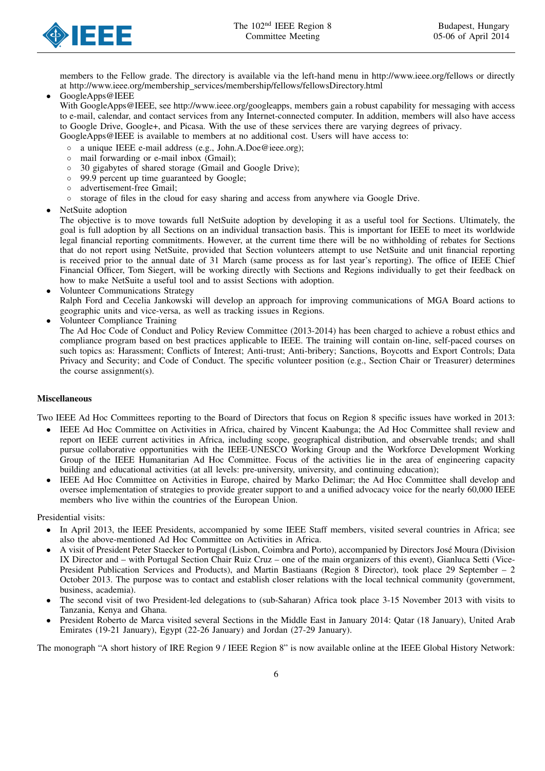members to the Fellow grade. The directory is available via the left-hand menu in http://www.ieee.org/fellows or directly at http://www.ieee.org/membership_services/membership/fellows/fellowsDirectory.html

- GoogleApps@IEEE
  With GoogleApps@IEEE, see http://www.ieee.org/googleapps, members gain a robust capability for messaging with access to e-mail, calendar, and contact services from any Internet-connected computer. In addition, members will also have access to Google Drive, Google+, and Picasa. With the use of these services there are varying degrees of privacy.
  GoogleApps@IEEE is available to members at no additional cost. Users will have access to:
  - a unique IEEE e-mail address (e.g., John.A.Doe@ieee.org);
  - mail forwarding or e-mail inbox (Gmail);
  - 30 gigabytes of shared storage (Gmail and Google Drive);
  - 99.9 percent up time guaranteed by Google;
  - advertisement-free Gmail;
  - storage of files in the cloud for easy sharing and access from anywhere via Google Drive.
- NetSuite adoption
  The objective is to move towards full NetSuite adoption by developing it as a useful tool for Sections. Ultimately, the goal is full adoption by all Sections on an individual transaction basis. This is important for IEEE to meet its worldwide legal financial reporting commitments. However, at the current time there will be no withholding of rebates for Sections that do not report using NetSuite, provided that Section volunteers attempt to use NetSuite and unit financial reporting is received prior to the annual date of 31 March (same process as for last year's reporting). The office of IEEE Chief Financial Officer, Tom Siegert, will be working directly with Sections and Regions individually to get their feedback on how to make NetSuite a useful tool and to assist Sections with adoption.
- Volunteer Communications Strategy
  Ralph Ford and Cecelia Jankowski will develop an approach for improving communications of MGA Board actions to geographic units and vice-versa, as well as tracking issues in Regions.
- Volunteer Compliance Training
  The Ad Hoc Code of Conduct and Policy Review Committee (2013-2014) has been charged to achieve a robust ethics and compliance program based on best practices applicable to IEEE. The training will contain on-line, self-paced courses on such topics as: Harassment; Conflicts of Interest; Anti-trust; Anti-bribery; Sanctions, Boycotts and Export Controls; Data Privacy and Security; and Code of Conduct. The specific volunteer position (e.g., Section Chair or Treasurer) determines the course assignment(s).

**Miscellaneous**

Two IEEE Ad Hoc Committees reporting to the Board of Directors that focus on Region 8 specific issues have worked in 2013:

- IEEE Ad Hoc Committee on Activities in Africa, chaired by Vincent Kaabunga; the Ad Hoc Committee shall review and report on IEEE current activities in Africa, including scope, geographical distribution, and observable trends; and shall pursue collaborative opportunities with the IEEE-UNESCO Working Group and the Workforce Development Working Group of the IEEE Humanitarian Ad Hoc Committee. Focus of the activities lie in the area of engineering capacity building and educational activities (at all levels: pre-university, university, and continuing education);
- IEEE Ad Hoc Committee on Activities in Europe, chaired by Marko Delimar; the Ad Hoc Committee shall develop and oversee implementation of strategies to provide greater support to and a unified advocacy voice for the nearly 60,000 IEEE members who live within the countries of the European Union.

Presidential visits:

- In April 2013, the IEEE Presidents, accompanied by some IEEE Staff members, visited several countries in Africa; see also the above-mentioned Ad Hoc Committee on Activities in Africa.
- A visit of President Peter Staecker to Portugal (Lisbon, Coimbra and Porto), accompanied by Directors José Moura (Division IX Director and – with Portugal Section Chair Ruiz Cruz – one of the main organizers of this event), Gianluca Setti (Vice-President Publication Services and Products), and Martin Bastiaans (Region 8 Director), took place 29 September – 2 October 2013. The purpose was to contact and establish closer relations with the local technical community (government, business, academia).
- The second visit of two President-led delegations to (sub-Saharan) Africa took place 3-15 November 2013 with visits to Tanzania, Kenya and Ghana.
- President Roberto de Marca visited several Sections in the Middle East in January 2014: Qatar (18 January), United Arab Emirates (19-21 January), Egypt (22-26 January) and Jordan (27-29 January).

The monograph "A short history of IRE Region 9 / IEEE Region 8" is now available online at the IEEE Global History Network: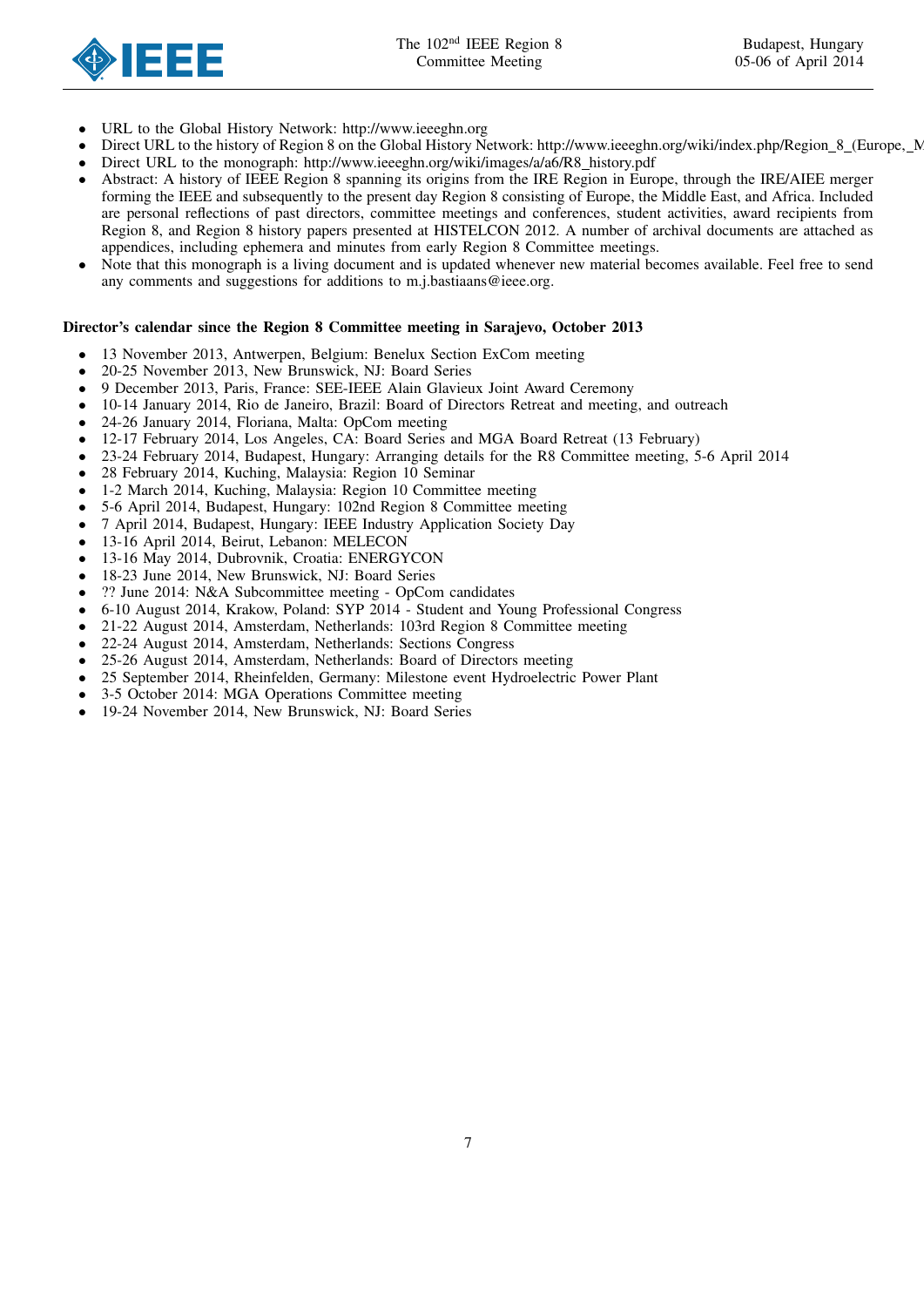- URL to the Global History Network: http://www.ieeeghn.org
- Direct URL to the history of Region 8 on the Global History Network: http://www.ieeeghn.org/wiki/index.php/Region_8_(Europe,_M
- Direct URL to the monograph: http://www.ieeeghn.org/wiki/images/a/a6/R8_history.pdf
- Abstract: A history of IEEE Region 8 spanning its origins from the IRE Region in Europe, through the IRE/AIEE merger forming the IEEE and subsequently to the present day Region 8 consisting of Europe, the Middle East, and Africa. Included are personal reflections of past directors, committee meetings and conferences, student activities, award recipients from Region 8, and Region 8 history papers presented at HISTELCON 2012. A number of archival documents are attached as appendices, including ephemera and minutes from early Region 8 Committee meetings.
- Note that this monograph is a living document and is updated whenever new material becomes available. Feel free to send any comments and suggestions for additions to m.j.bastiaans@ieee.org.

**Director's calendar since the Region 8 Committee meeting in Sarajevo, October 2013**

- 13 November 2013, Antwerpen, Belgium: Benelux Section ExCom meeting
- 20-25 November 2013, New Brunswick, NJ: Board Series
- 9 December 2013, Paris, France: SEE-IEEE Alain Glavieux Joint Award Ceremony
- 10-14 January 2014, Rio de Janeiro, Brazil: Board of Directors Retreat and meeting, and outreach
- 24-26 January 2014, Floriana, Malta: OpCom meeting
- 12-17 February 2014, Los Angeles, CA: Board Series and MGA Board Retreat (13 February)
- 23-24 February 2014, Budapest, Hungary: Arranging details for the R8 Committee meeting, 5-6 April 2014
- 28 February 2014, Kuching, Malaysia: Region 10 Seminar
- 1-2 March 2014, Kuching, Malaysia: Region 10 Committee meeting
- 5-6 April 2014, Budapest, Hungary: 102nd Region 8 Committee meeting
- 7 April 2014, Budapest, Hungary: IEEE Industry Application Society Day
- 13-16 April 2014, Beirut, Lebanon: MELECON
- 13-16 May 2014, Dubrovnik, Croatia: ENERGYCON
- 18-23 June 2014, New Brunswick, NJ: Board Series
- ?? June 2014: N&A Subcommittee meeting - OpCom candidates
- 6-10 August 2014, Krakow, Poland: SYP 2014 - Student and Young Professional Congress
- 21-22 August 2014, Amsterdam, Netherlands: 103rd Region 8 Committee meeting
- 22-24 August 2014, Amsterdam, Netherlands: Sections Congress
- 25-26 August 2014, Amsterdam, Netherlands: Board of Directors meeting
- 25 September 2014, Rheinfelden, Germany: Milestone event Hydroelectric Power Plant
- 3-5 October 2014: MGA Operations Committee meeting
- 19-24 November 2014, New Brunswick, NJ: Board Series